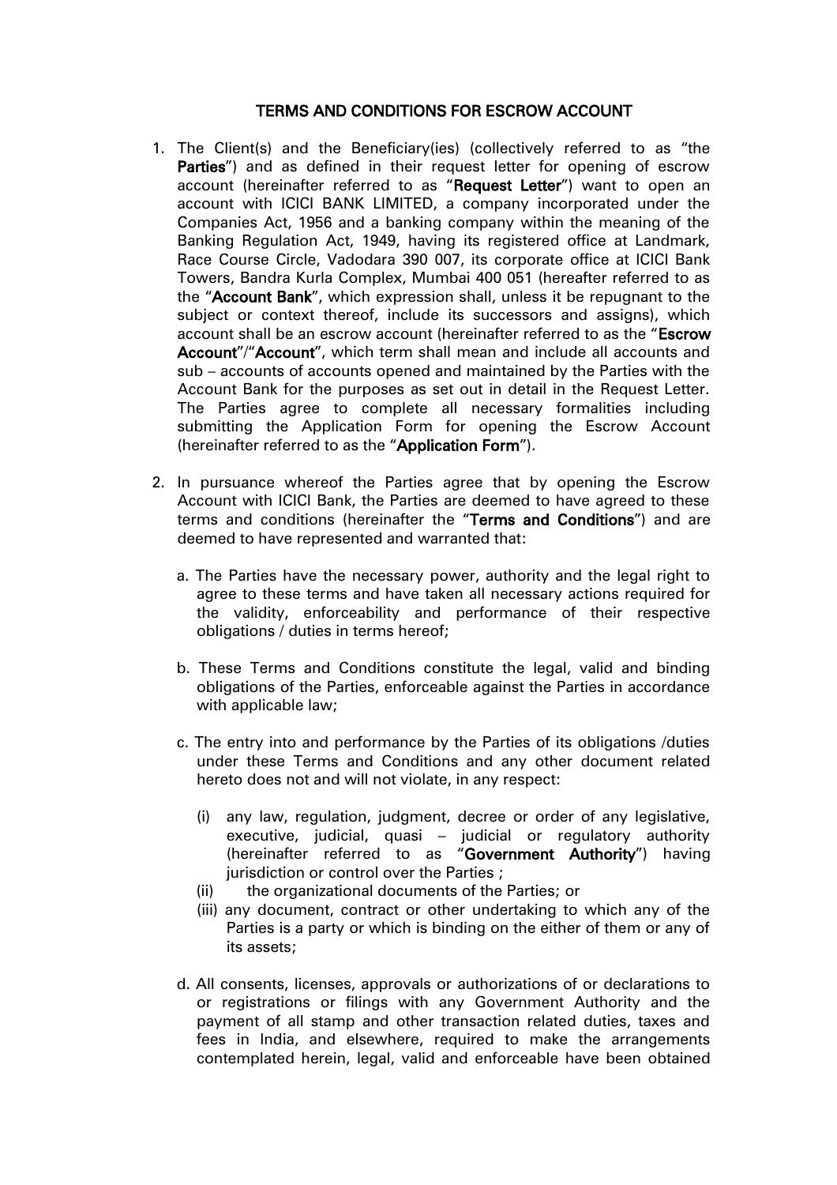# TERMS AND CONDITIONS FOR ESCROW ACCOUNT

1. The Client(s) and the Beneficiary(ies) (collectively referred to as "the **Parties**") and as defined in their request letter for opening of escrow account (hereinafter referred to as "**Request Letter**") want to open an account with ICICI BANK LIMITED, a company incorporated under the Companies Act, 1956 and a banking company within the meaning of the Banking Regulation Act, 1949, having its registered office at Landmark, Race Course Circle, Vadodara 390 007, its corporate office at ICICI Bank Towers, Bandra Kurla Complex, Mumbai 400 051 (hereafter referred to as the "**Account Bank**", which expression shall, unless it be repugnant to the subject or context thereof, include its successors and assigns), which account shall be an escrow account (hereinafter referred to as the "**Escrow Account**"/"**Account**", which term shall mean and include all accounts and sub – accounts of accounts opened and maintained by the Parties with the Account Bank for the purposes as set out in detail in the Request Letter. The Parties agree to complete all necessary formalities including submitting the Application Form for opening the Escrow Account (hereinafter referred to as the "**Application Form**").

2. In pursuance whereof the Parties agree that by opening the Escrow Account with ICICI Bank, the Parties are deemed to have agreed to these terms and conditions (hereinafter the "**Terms and Conditions**") and are deemed to have represented and warranted that:

   a. The Parties have the necessary power, authority and the legal right to agree to these terms and have taken all necessary actions required for the validity, enforceability and performance of their respective obligations / duties in terms hereof;

   b. These Terms and Conditions constitute the legal, valid and binding obligations of the Parties, enforceable against the Parties in accordance with applicable law;

   c. The entry into and performance by the Parties of its obligations /duties under these Terms and Conditions and any other document related hereto does not and will not violate, in any respect:

      (i) any law, regulation, judgment, decree or order of any legislative, executive, judicial, quasi – judicial or regulatory authority (hereinafter referred to as "**Government Authority**") having jurisdiction or control over the Parties ;
      (ii) the organizational documents of the Parties; or
      (iii) any document, contract or other undertaking to which any of the Parties is a party or which is binding on the either of them or any of its assets;

   d. All consents, licenses, approvals or authorizations of or declarations to or registrations or filings with any Government Authority and the payment of all stamp and other transaction related duties, taxes and fees in India, and elsewhere, required to make the arrangements contemplated herein, legal, valid and enforceable have been obtained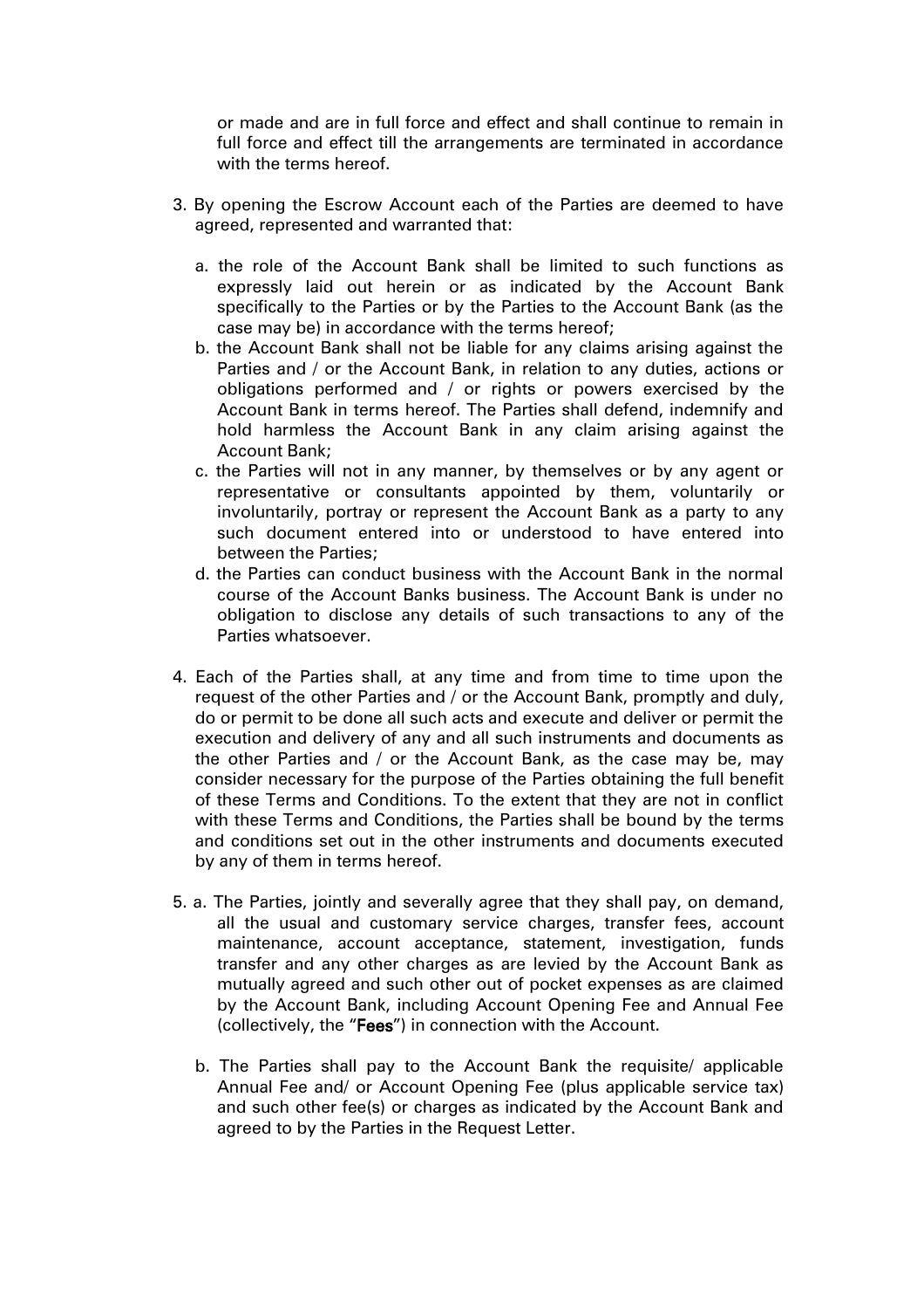or made and are in full force and effect and shall continue to remain in full force and effect till the arrangements are terminated in accordance with the terms hereof.

3. By opening the Escrow Account each of the Parties are deemed to have agreed, represented and warranted that:

   a. the role of the Account Bank shall be limited to such functions as expressly laid out herein or as indicated by the Account Bank specifically to the Parties or by the Parties to the Account Bank (as the case may be) in accordance with the terms hereof;
   b. the Account Bank shall not be liable for any claims arising against the Parties and / or the Account Bank, in relation to any duties, actions or obligations performed and / or rights or powers exercised by the Account Bank in terms hereof. The Parties shall defend, indemnify and hold harmless the Account Bank in any claim arising against the Account Bank;
   c. the Parties will not in any manner, by themselves or by any agent or representative or consultants appointed by them, voluntarily or involuntarily, portray or represent the Account Bank as a party to any such document entered into or understood to have entered into between the Parties;
   d. the Parties can conduct business with the Account Bank in the normal course of the Account Banks business. The Account Bank is under no obligation to disclose any details of such transactions to any of the Parties whatsoever.

4. Each of the Parties shall, at any time and from time to time upon the request of the other Parties and / or the Account Bank, promptly and duly, do or permit to be done all such acts and execute and deliver or permit the execution and delivery of any and all such instruments and documents as the other Parties and / or the Account Bank, as the case may be, may consider necessary for the purpose of the Parties obtaining the full benefit of these Terms and Conditions. To the extent that they are not in conflict with these Terms and Conditions, the Parties shall be bound by the terms and conditions set out in the other instruments and documents executed by any of them in terms hereof.

5. a. The Parties, jointly and severally agree that they shall pay, on demand, all the usual and customary service charges, transfer fees, account maintenance, account acceptance, statement, investigation, funds transfer and any other charges as are levied by the Account Bank as mutually agreed and such other out of pocket expenses as are claimed by the Account Bank, including Account Opening Fee and Annual Fee (collectively, the "**Fees**") in connection with the Account.

   b. The Parties shall pay to the Account Bank the requisite/ applicable Annual Fee and/ or Account Opening Fee (plus applicable service tax) and such other fee(s) or charges as indicated by the Account Bank and agreed to by the Parties in the Request Letter.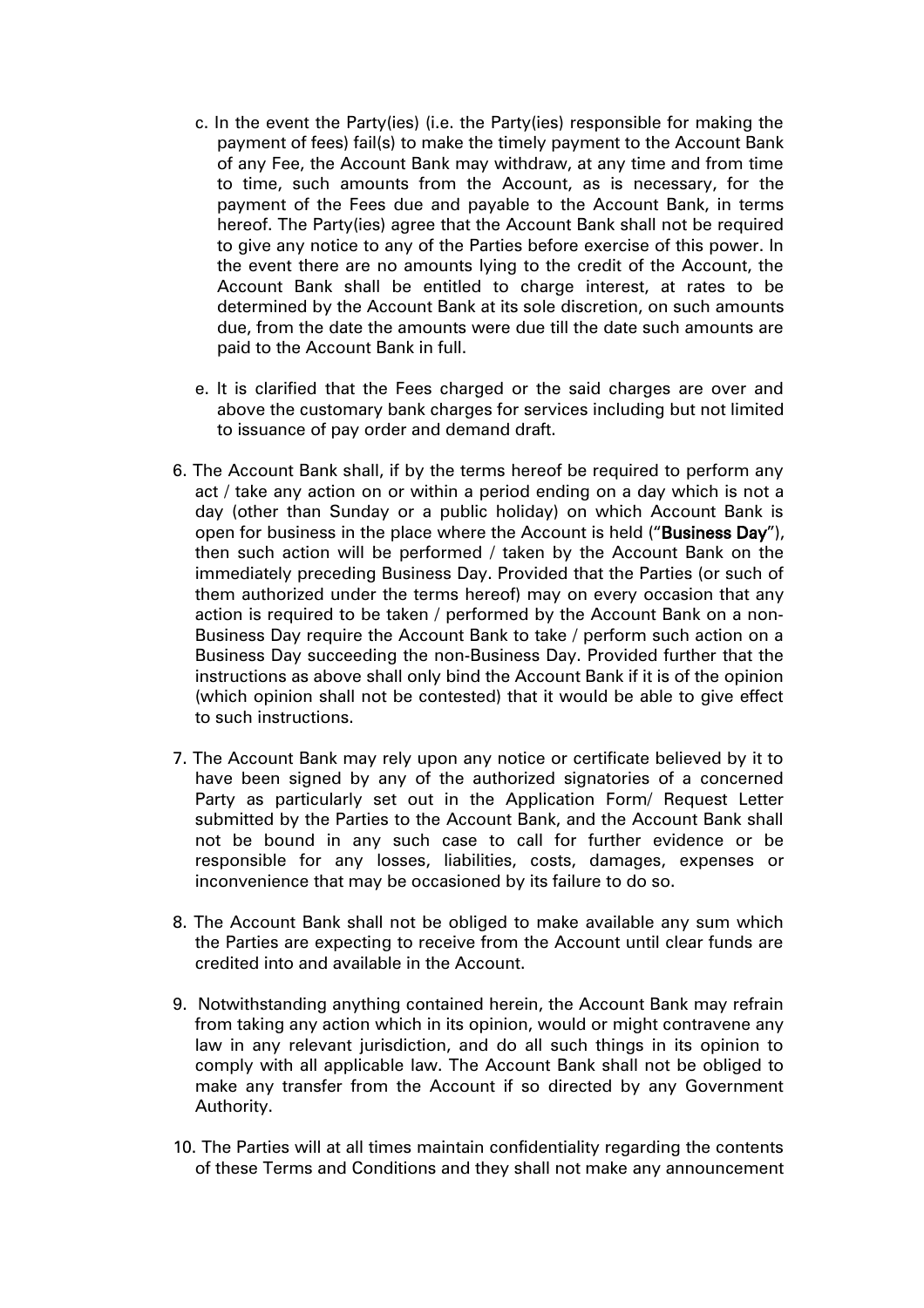c. In the event the Party(ies) (i.e. the Party(ies) responsible for making the payment of fees) fail(s) to make the timely payment to the Account Bank of any Fee, the Account Bank may withdraw, at any time and from time to time, such amounts from the Account, as is necessary, for the payment of the Fees due and payable to the Account Bank, in terms hereof. The Party(ies) agree that the Account Bank shall not be required to give any notice to any of the Parties before exercise of this power. In the event there are no amounts lying to the credit of the Account, the Account Bank shall be entitled to charge interest, at rates to be determined by the Account Bank at its sole discretion, on such amounts due, from the date the amounts were due till the date such amounts are paid to the Account Bank in full.

e. It is clarified that the Fees charged or the said charges are over and above the customary bank charges for services including but not limited to issuance of pay order and demand draft.

6. The Account Bank shall, if by the terms hereof be required to perform any act / take any action on or within a period ending on a day which is not a day (other than Sunday or a public holiday) on which Account Bank is open for business in the place where the Account is held ("**Business Day**"), then such action will be performed / taken by the Account Bank on the immediately preceding Business Day. Provided that the Parties (or such of them authorized under the terms hereof) may on every occasion that any action is required to be taken / performed by the Account Bank on a non-Business Day require the Account Bank to take / perform such action on a Business Day succeeding the non-Business Day. Provided further that the instructions as above shall only bind the Account Bank if it is of the opinion (which opinion shall not be contested) that it would be able to give effect to such instructions.

7. The Account Bank may rely upon any notice or certificate believed by it to have been signed by any of the authorized signatories of a concerned Party as particularly set out in the Application Form/ Request Letter submitted by the Parties to the Account Bank, and the Account Bank shall not be bound in any such case to call for further evidence or be responsible for any losses, liabilities, costs, damages, expenses or inconvenience that may be occasioned by its failure to do so.

8. The Account Bank shall not be obliged to make available any sum which the Parties are expecting to receive from the Account until clear funds are credited into and available in the Account.

9. Notwithstanding anything contained herein, the Account Bank may refrain from taking any action which in its opinion, would or might contravene any law in any relevant jurisdiction, and do all such things in its opinion to comply with all applicable law. The Account Bank shall not be obliged to make any transfer from the Account if so directed by any Government Authority.

10. The Parties will at all times maintain confidentiality regarding the contents of these Terms and Conditions and they shall not make any announcement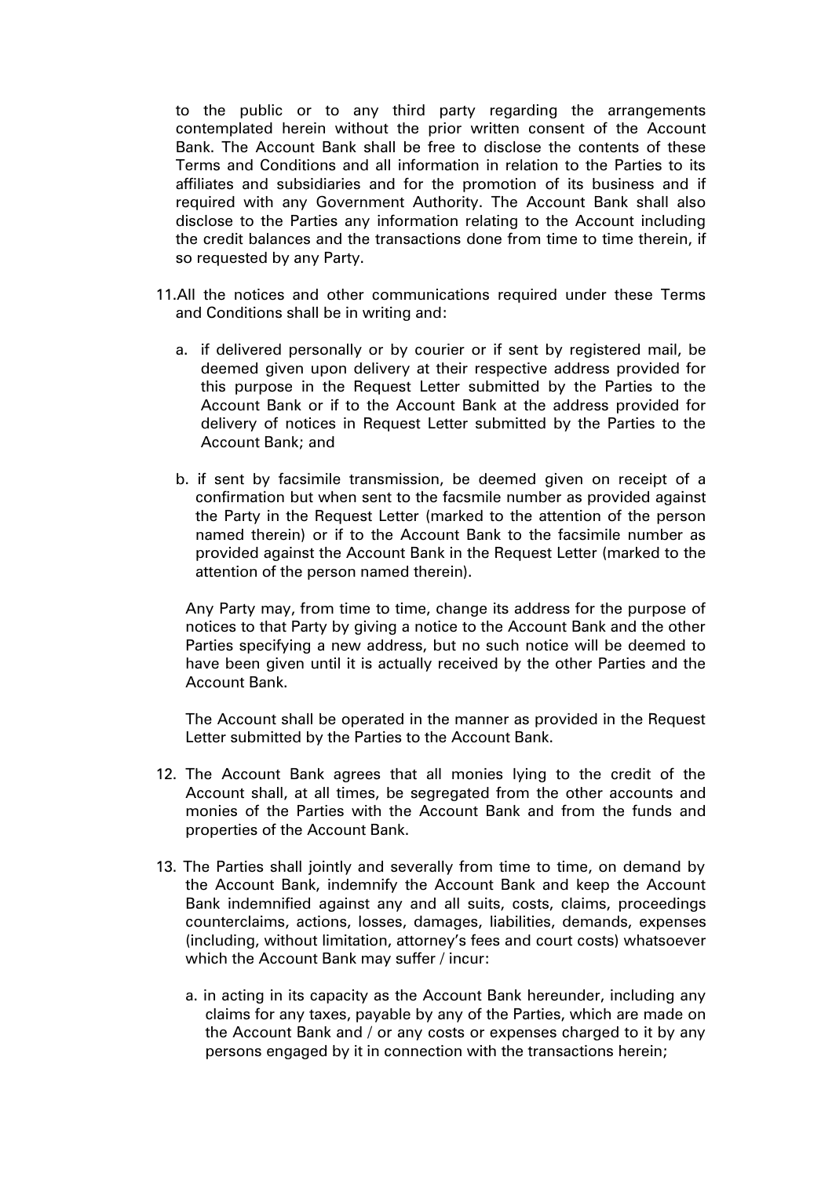to the public or to any third party regarding the arrangements contemplated herein without the prior written consent of the Account Bank. The Account Bank shall be free to disclose the contents of these Terms and Conditions and all information in relation to the Parties to its affiliates and subsidiaries and for the promotion of its business and if required with any Government Authority. The Account Bank shall also disclose to the Parties any information relating to the Account including the credit balances and the transactions done from time to time therein, if so requested by any Party.

11. All the notices and other communications required under these Terms and Conditions shall be in writing and:

    a. if delivered personally or by courier or if sent by registered mail, be deemed given upon delivery at their respective address provided for this purpose in the Request Letter submitted by the Parties to the Account Bank or if to the Account Bank at the address provided for delivery of notices in Request Letter submitted by the Parties to the Account Bank; and

    b. if sent by facsimile transmission, be deemed given on receipt of a confirmation but when sent to the facsmile number as provided against the Party in the Request Letter (marked to the attention of the person named therein) or if to the Account Bank to the facsimile number as provided against the Account Bank in the Request Letter (marked to the attention of the person named therein).

    Any Party may, from time to time, change its address for the purpose of notices to that Party by giving a notice to the Account Bank and the other Parties specifying a new address, but no such notice will be deemed to have been given until it is actually received by the other Parties and the Account Bank.

    The Account shall be operated in the manner as provided in the Request Letter submitted by the Parties to the Account Bank.

12. The Account Bank agrees that all monies lying to the credit of the Account shall, at all times, be segregated from the other accounts and monies of the Parties with the Account Bank and from the funds and properties of the Account Bank.

13. The Parties shall jointly and severally from time to time, on demand by the Account Bank, indemnify the Account Bank and keep the Account Bank indemnified against any and all suits, costs, claims, proceedings counterclaims, actions, losses, damages, liabilities, demands, expenses (including, without limitation, attorney's fees and court costs) whatsoever which the Account Bank may suffer / incur:

    a. in acting in its capacity as the Account Bank hereunder, including any claims for any taxes, payable by any of the Parties, which are made on the Account Bank and / or any costs or expenses charged to it by any persons engaged by it in connection with the transactions herein;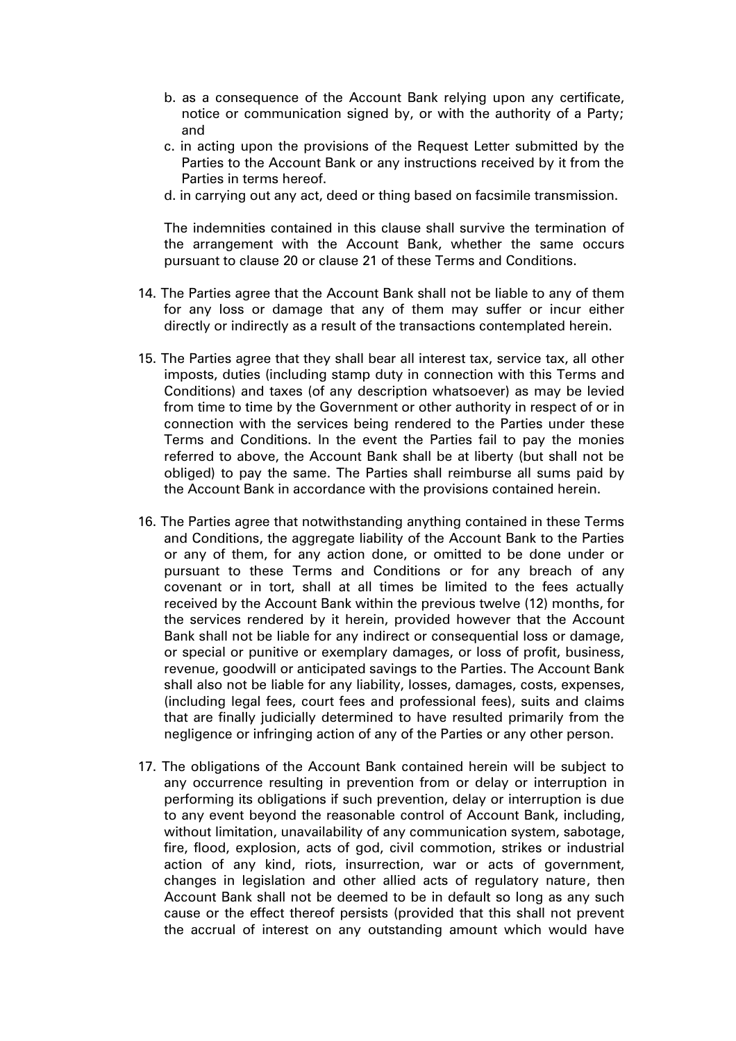b. as a consequence of the Account Bank relying upon any certificate, notice or communication signed by, or with the authority of a Party; and

c. in acting upon the provisions of the Request Letter submitted by the Parties to the Account Bank or any instructions received by it from the Parties in terms hereof.

d. in carrying out any act, deed or thing based on facsimile transmission.

The indemnities contained in this clause shall survive the termination of the arrangement with the Account Bank, whether the same occurs pursuant to clause 20 or clause 21 of these Terms and Conditions.

14. The Parties agree that the Account Bank shall not be liable to any of them for any loss or damage that any of them may suffer or incur either directly or indirectly as a result of the transactions contemplated herein.

15. The Parties agree that they shall bear all interest tax, service tax, all other imposts, duties (including stamp duty in connection with this Terms and Conditions) and taxes (of any description whatsoever) as may be levied from time to time by the Government or other authority in respect of or in connection with the services being rendered to the Parties under these Terms and Conditions. In the event the Parties fail to pay the monies referred to above, the Account Bank shall be at liberty (but shall not be obliged) to pay the same. The Parties shall reimburse all sums paid by the Account Bank in accordance with the provisions contained herein.

16. The Parties agree that notwithstanding anything contained in these Terms and Conditions, the aggregate liability of the Account Bank to the Parties or any of them, for any action done, or omitted to be done under or pursuant to these Terms and Conditions or for any breach of any covenant or in tort, shall at all times be limited to the fees actually received by the Account Bank within the previous twelve (12) months, for the services rendered by it herein, provided however that the Account Bank shall not be liable for any indirect or consequential loss or damage, or special or punitive or exemplary damages, or loss of profit, business, revenue, goodwill or anticipated savings to the Parties. The Account Bank shall also not be liable for any liability, losses, damages, costs, expenses, (including legal fees, court fees and professional fees), suits and claims that are finally judicially determined to have resulted primarily from the negligence or infringing action of any of the Parties or any other person.

17. The obligations of the Account Bank contained herein will be subject to any occurrence resulting in prevention from or delay or interruption in performing its obligations if such prevention, delay or interruption is due to any event beyond the reasonable control of Account Bank, including, without limitation, unavailability of any communication system, sabotage, fire, flood, explosion, acts of god, civil commotion, strikes or industrial action of any kind, riots, insurrection, war or acts of government, changes in legislation and other allied acts of regulatory nature, then Account Bank shall not be deemed to be in default so long as any such cause or the effect thereof persists (provided that this shall not prevent the accrual of interest on any outstanding amount which would have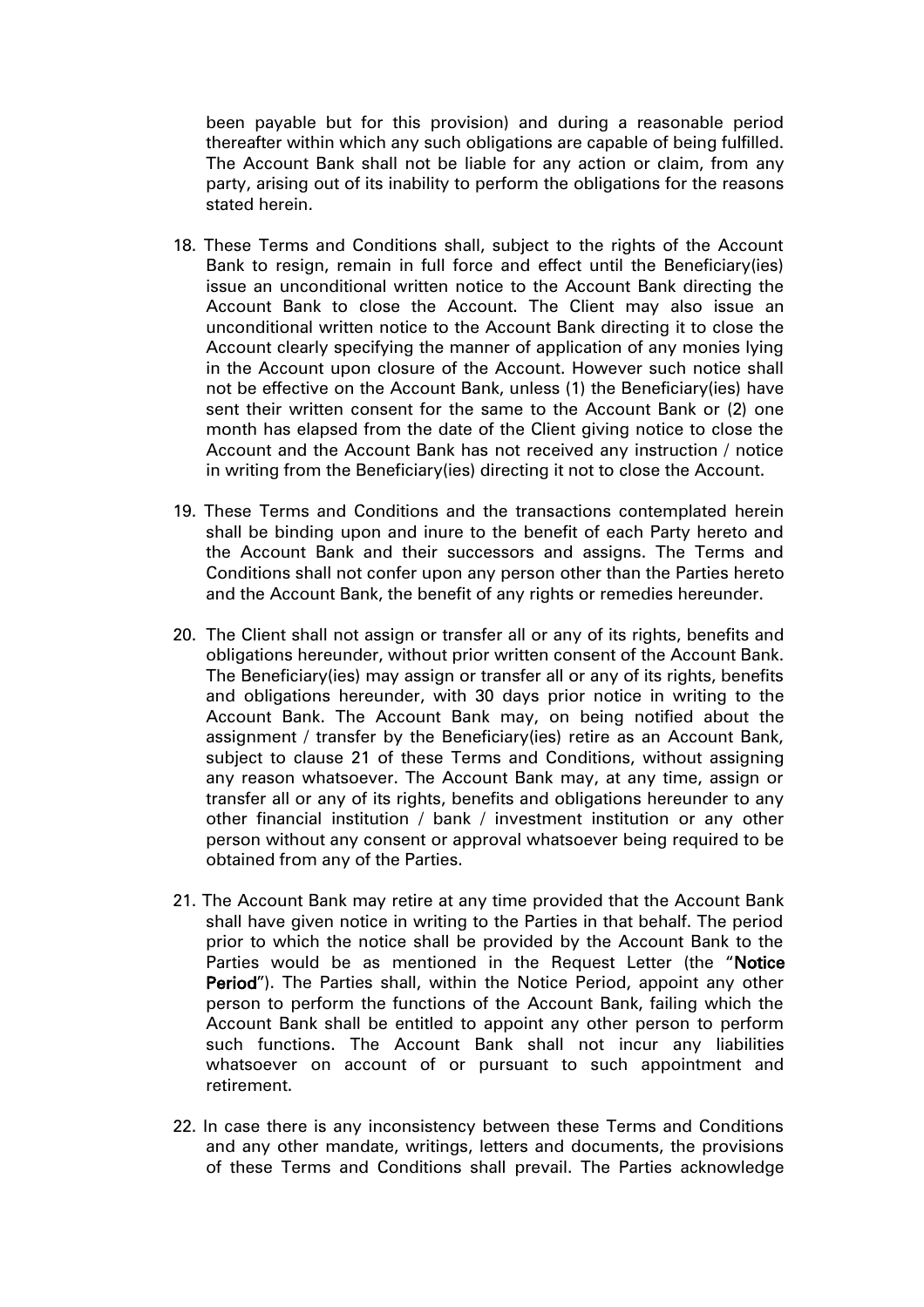been payable but for this provision) and during a reasonable period thereafter within which any such obligations are capable of being fulfilled. The Account Bank shall not be liable for any action or claim, from any party, arising out of its inability to perform the obligations for the reasons stated herein.

18. These Terms and Conditions shall, subject to the rights of the Account Bank to resign, remain in full force and effect until the Beneficiary(ies) issue an unconditional written notice to the Account Bank directing the Account Bank to close the Account. The Client may also issue an unconditional written notice to the Account Bank directing it to close the Account clearly specifying the manner of application of any monies lying in the Account upon closure of the Account. However such notice shall not be effective on the Account Bank, unless (1) the Beneficiary(ies) have sent their written consent for the same to the Account Bank or (2) one month has elapsed from the date of the Client giving notice to close the Account and the Account Bank has not received any instruction / notice in writing from the Beneficiary(ies) directing it not to close the Account.

19. These Terms and Conditions and the transactions contemplated herein shall be binding upon and inure to the benefit of each Party hereto and the Account Bank and their successors and assigns. The Terms and Conditions shall not confer upon any person other than the Parties hereto and the Account Bank, the benefit of any rights or remedies hereunder.

20. The Client shall not assign or transfer all or any of its rights, benefits and obligations hereunder, without prior written consent of the Account Bank. The Beneficiary(ies) may assign or transfer all or any of its rights, benefits and obligations hereunder, with 30 days prior notice in writing to the Account Bank. The Account Bank may, on being notified about the assignment / transfer by the Beneficiary(ies) retire as an Account Bank, subject to clause 21 of these Terms and Conditions, without assigning any reason whatsoever. The Account Bank may, at any time, assign or transfer all or any of its rights, benefits and obligations hereunder to any other financial institution / bank / investment institution or any other person without any consent or approval whatsoever being required to be obtained from any of the Parties.

21. The Account Bank may retire at any time provided that the Account Bank shall have given notice in writing to the Parties in that behalf. The period prior to which the notice shall be provided by the Account Bank to the Parties would be as mentioned in the Request Letter (the "**Notice Period**"). The Parties shall, within the Notice Period, appoint any other person to perform the functions of the Account Bank, failing which the Account Bank shall be entitled to appoint any other person to perform such functions. The Account Bank shall not incur any liabilities whatsoever on account of or pursuant to such appointment and retirement.

22. In case there is any inconsistency between these Terms and Conditions and any other mandate, writings, letters and documents, the provisions of these Terms and Conditions shall prevail. The Parties acknowledge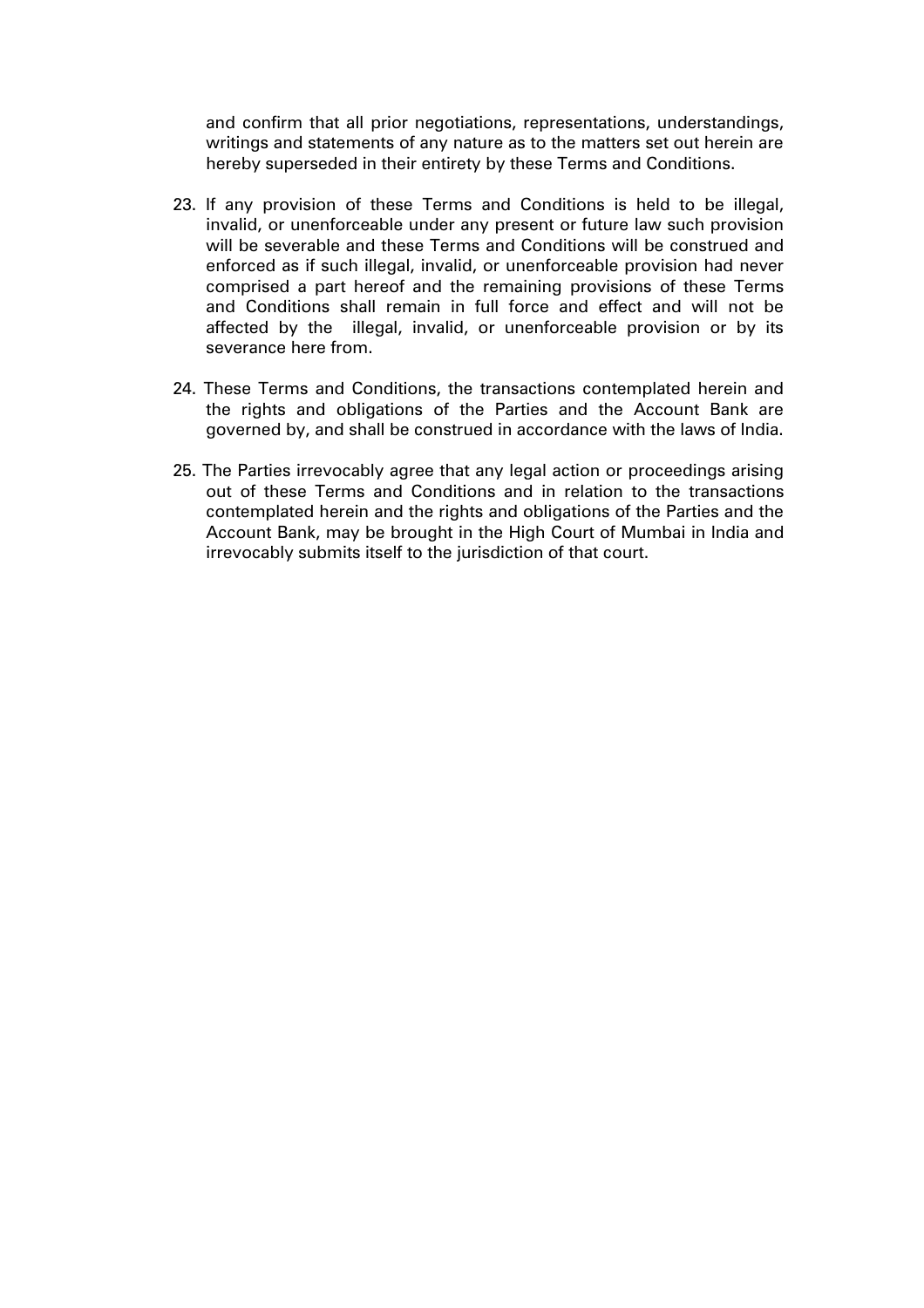and confirm that all prior negotiations, representations, understandings, writings and statements of any nature as to the matters set out herein are hereby superseded in their entirety by these Terms and Conditions.

23. If any provision of these Terms and Conditions is held to be illegal, invalid, or unenforceable under any present or future law such provision will be severable and these Terms and Conditions will be construed and enforced as if such illegal, invalid, or unenforceable provision had never comprised a part hereof and the remaining provisions of these Terms and Conditions shall remain in full force and effect and will not be affected by the illegal, invalid, or unenforceable provision or by its severance here from.

24. These Terms and Conditions, the transactions contemplated herein and the rights and obligations of the Parties and the Account Bank are governed by, and shall be construed in accordance with the laws of India.

25. The Parties irrevocably agree that any legal action or proceedings arising out of these Terms and Conditions and in relation to the transactions contemplated herein and the rights and obligations of the Parties and the Account Bank, may be brought in the High Court of Mumbai in India and irrevocably submits itself to the jurisdiction of that court.